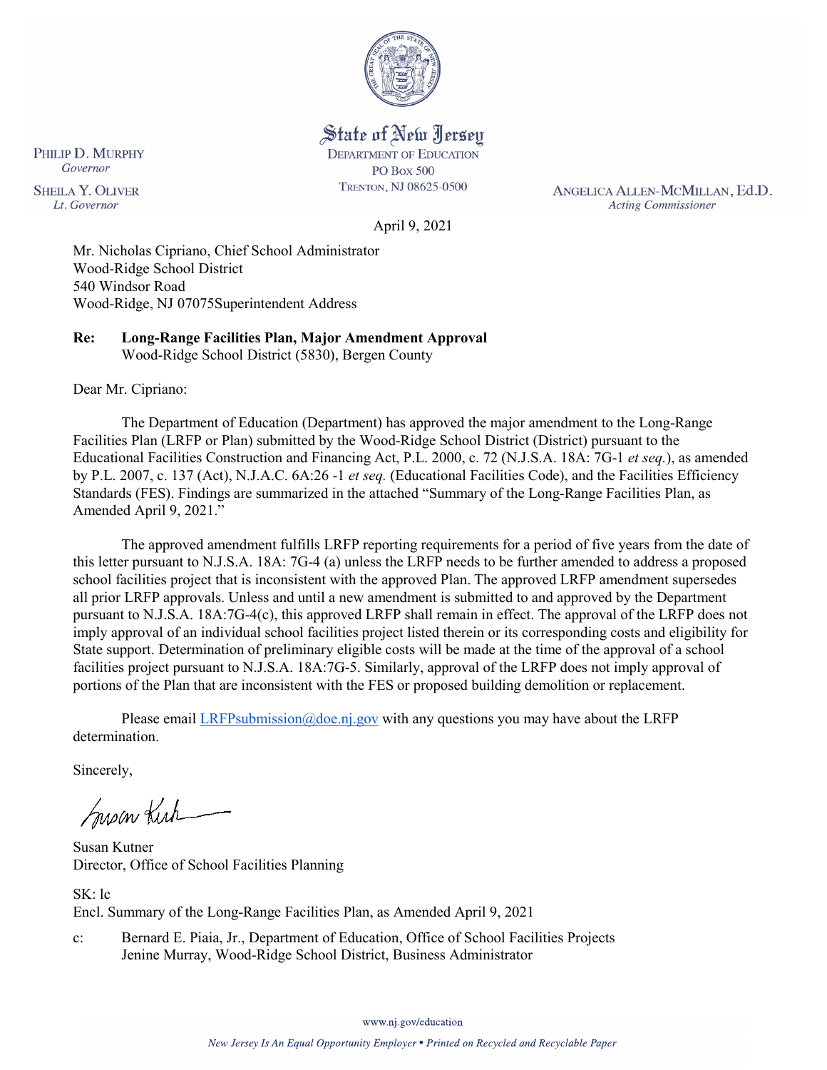State of New Jersey
DEPARTMENT OF EDUCATION
PO BOX 500
TRENTON, NJ 08625-0500

PHILIP D. MURPHY
*Governor*

SHEILA Y. OLIVER
*Lt. Governor*

ANGELICA ALLEN-MCMILLAN, Ed.D.
*Acting Commissioner*

April 9, 2021

Mr. Nicholas Cipriano, Chief School Administrator
Wood-Ridge School District
540 Windsor Road
Wood-Ridge, NJ 07075Superintendent Address

**Re: Long-Range Facilities Plan, Major Amendment Approval**
Wood-Ridge School District (5830), Bergen County

Dear Mr. Cipriano:

The Department of Education (Department) has approved the major amendment to the Long-Range Facilities Plan (LRFP or Plan) submitted by the Wood-Ridge School District (District) pursuant to the Educational Facilities Construction and Financing Act, P.L. 2000, c. 72 (N.J.S.A. 18A: 7G-1 *et seq.*), as amended by P.L. 2007, c. 137 (Act), N.J.A.C. 6A:26 -1 *et seq.* (Educational Facilities Code), and the Facilities Efficiency Standards (FES). Findings are summarized in the attached "Summary of the Long-Range Facilities Plan, as Amended April 9, 2021."

The approved amendment fulfills LRFP reporting requirements for a period of five years from the date of this letter pursuant to N.J.S.A. 18A: 7G-4 (a) unless the LRFP needs to be further amended to address a proposed school facilities project that is inconsistent with the approved Plan. The approved LRFP amendment supersedes all prior LRFP approvals. Unless and until a new amendment is submitted to and approved by the Department pursuant to N.J.S.A. 18A:7G-4(c), this approved LRFP shall remain in effect. The approval of the LRFP does not imply approval of an individual school facilities project listed therein or its corresponding costs and eligibility for State support. Determination of preliminary eligible costs will be made at the time of the approval of a school facilities project pursuant to N.J.S.A. 18A:7G-5. Similarly, approval of the LRFP does not imply approval of portions of the Plan that are inconsistent with the FES or proposed building demolition or replacement.

Please email LRFPsubmission@doe.nj.gov with any questions you may have about the LRFP determination.

Sincerely,

Susan Kutner
Director, Office of School Facilities Planning

SK: lc
Encl. Summary of the Long-Range Facilities Plan, as Amended April 9, 2021

c: Bernard E. Piaia, Jr., Department of Education, Office of School Facilities Projects
Jenine Murray, Wood-Ridge School District, Business Administrator

www.nj.gov/education

*New Jersey Is An Equal Opportunity Employer • Printed on Recycled and Recyclable Paper*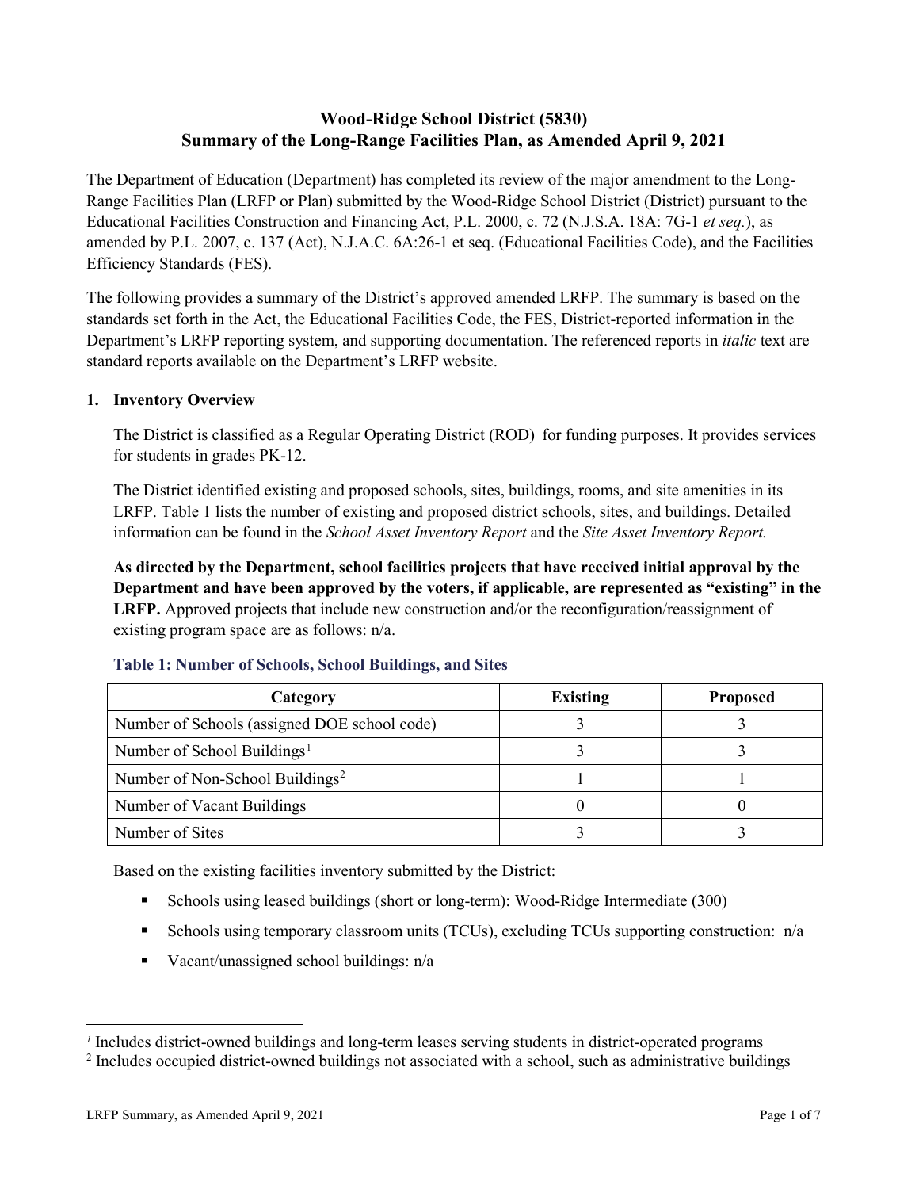# Wood-Ridge School District (5830)
# Summary of the Long-Range Facilities Plan, as Amended April 9, 2021

The Department of Education (Department) has completed its review of the major amendment to the Long-Range Facilities Plan (LRFP or Plan) submitted by the Wood-Ridge School District (District) pursuant to the Educational Facilities Construction and Financing Act, P.L. 2000, c. 72 (N.J.S.A. 18A: 7G-1 *et seq.*), as amended by P.L. 2007, c. 137 (Act), N.J.A.C. 6A:26-1 et seq. (Educational Facilities Code), and the Facilities Efficiency Standards (FES).

The following provides a summary of the District's approved amended LRFP. The summary is based on the standards set forth in the Act, the Educational Facilities Code, the FES, District-reported information in the Department's LRFP reporting system, and supporting documentation. The referenced reports in *italic* text are standard reports available on the Department's LRFP website.

## 1. Inventory Overview

The District is classified as a Regular Operating District (ROD) for funding purposes. It provides services for students in grades PK-12.

The District identified existing and proposed schools, sites, buildings, rooms, and site amenities in its LRFP. Table 1 lists the number of existing and proposed district schools, sites, and buildings. Detailed information can be found in the *School Asset Inventory Report* and the *Site Asset Inventory Report.*

**As directed by the Department, school facilities projects that have received initial approval by the Department and have been approved by the voters, if applicable, are represented as "existing" in the LRFP.** Approved projects that include new construction and/or the reconfiguration/reassignment of existing program space are as follows: n/a.

### Table 1: Number of Schools, School Buildings, and Sites

| Category | Existing | Proposed |
|---|---|---|
| Number of Schools (assigned DOE school code) | 3 | 3 |
| Number of School Buildings[1] | 3 | 3 |
| Number of Non-School Buildings[2] | 1 | 1 |
| Number of Vacant Buildings | 0 | 0 |
| Number of Sites | 3 | 3 |

Based on the existing facilities inventory submitted by the District:

- Schools using leased buildings (short or long-term): Wood-Ridge Intermediate (300)
- Schools using temporary classroom units (TCUs), excluding TCUs supporting construction: n/a
- Vacant/unassigned school buildings: n/a

[1] Includes district-owned buildings and long-term leases serving students in district-operated programs

[2] Includes occupied district-owned buildings not associated with a school, such as administrative buildings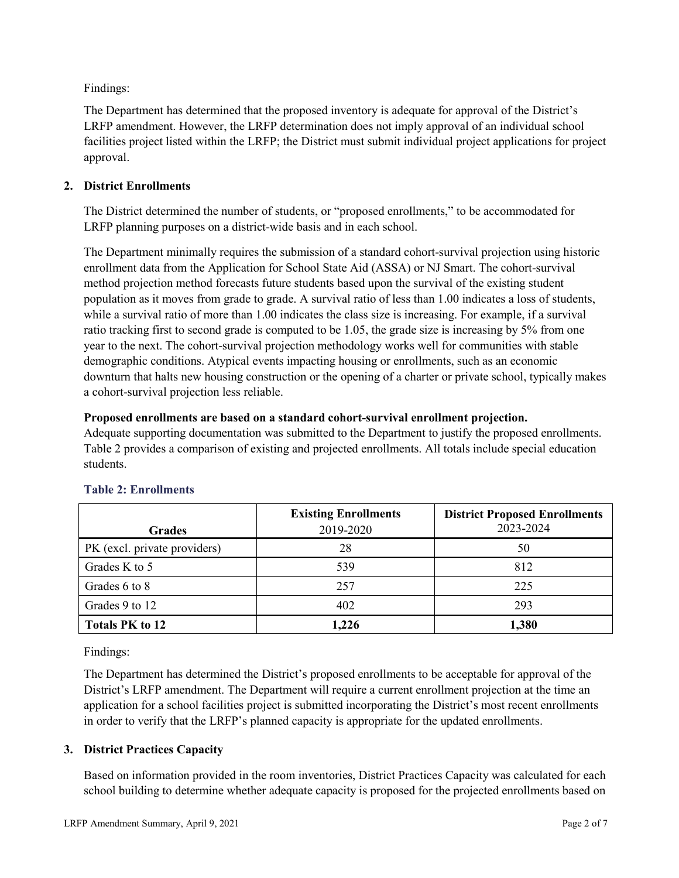Findings:

The Department has determined that the proposed inventory is adequate for approval of the District's LRFP amendment. However, the LRFP determination does not imply approval of an individual school facilities project listed within the LRFP; the District must submit individual project applications for project approval.

## 2. District Enrollments

The District determined the number of students, or "proposed enrollments," to be accommodated for LRFP planning purposes on a district-wide basis and in each school.

The Department minimally requires the submission of a standard cohort-survival projection using historic enrollment data from the Application for School State Aid (ASSA) or NJ Smart. The cohort-survival method projection method forecasts future students based upon the survival of the existing student population as it moves from grade to grade. A survival ratio of less than 1.00 indicates a loss of students, while a survival ratio of more than 1.00 indicates the class size is increasing. For example, if a survival ratio tracking first to second grade is computed to be 1.05, the grade size is increasing by 5% from one year to the next. The cohort-survival projection methodology works well for communities with stable demographic conditions. Atypical events impacting housing or enrollments, such as an economic downturn that halts new housing construction or the opening of a charter or private school, typically makes a cohort-survival projection less reliable.

**Proposed enrollments are based on a standard cohort-survival enrollment projection.**
Adequate supporting documentation was submitted to the Department to justify the proposed enrollments. Table 2 provides a comparison of existing and projected enrollments. All totals include special education students.

### Table 2: Enrollments

| Grades | Existing Enrollments 2019-2020 | District Proposed Enrollments 2023-2024 |
|---|---|---|
| PK (excl. private providers) | 28 | 50 |
| Grades K to 5 | 539 | 812 |
| Grades 6 to 8 | 257 | 225 |
| Grades 9 to 12 | 402 | 293 |
| **Totals PK to 12** | **1,226** | **1,380** |

Findings:

The Department has determined the District's proposed enrollments to be acceptable for approval of the District's LRFP amendment. The Department will require a current enrollment projection at the time an application for a school facilities project is submitted incorporating the District's most recent enrollments in order to verify that the LRFP's planned capacity is appropriate for the updated enrollments.

## 3. District Practices Capacity

Based on information provided in the room inventories, District Practices Capacity was calculated for each school building to determine whether adequate capacity is proposed for the projected enrollments based on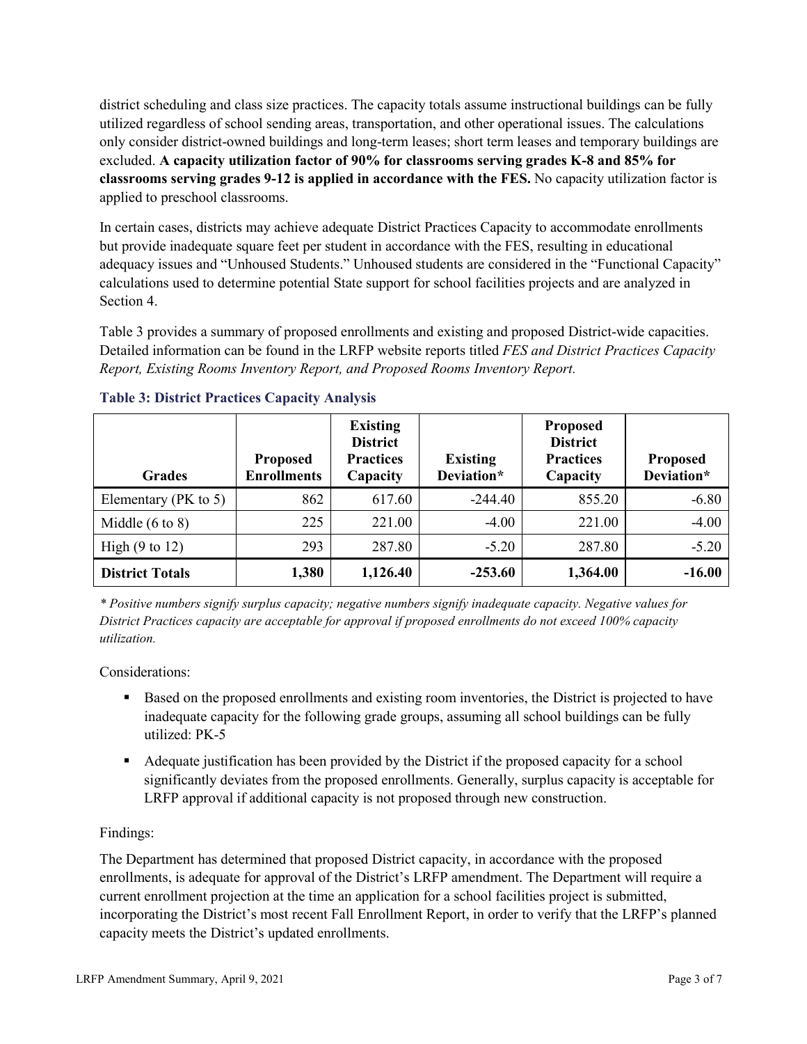district scheduling and class size practices. The capacity totals assume instructional buildings can be fully utilized regardless of school sending areas, transportation, and other operational issues. The calculations only consider district-owned buildings and long-term leases; short term leases and temporary buildings are excluded. **A capacity utilization factor of 90% for classrooms serving grades K-8 and 85% for classrooms serving grades 9-12 is applied in accordance with the FES.** No capacity utilization factor is applied to preschool classrooms.

In certain cases, districts may achieve adequate District Practices Capacity to accommodate enrollments but provide inadequate square feet per student in accordance with the FES, resulting in educational adequacy issues and "Unhoused Students." Unhoused students are considered in the "Functional Capacity" calculations used to determine potential State support for school facilities projects and are analyzed in Section 4.

Table 3 provides a summary of proposed enrollments and existing and proposed District-wide capacities. Detailed information can be found in the LRFP website reports titled *FES and District Practices Capacity Report, Existing Rooms Inventory Report, and Proposed Rooms Inventory Report.*

### Table 3: District Practices Capacity Analysis

| Grades | Proposed Enrollments | Existing District Practices Capacity | Existing Deviation* | Proposed District Practices Capacity | Proposed Deviation* |
|---|---|---|---|---|---|
| Elementary (PK to 5) | 862 | 617.60 | -244.40 | 855.20 | -6.80 |
| Middle (6 to 8) | 225 | 221.00 | -4.00 | 221.00 | -4.00 |
| High (9 to 12) | 293 | 287.80 | -5.20 | 287.80 | -5.20 |
| **District Totals** | **1,380** | **1,126.40** | **-253.60** | **1,364.00** | **-16.00** |

*\* Positive numbers signify surplus capacity; negative numbers signify inadequate capacity. Negative values for District Practices capacity are acceptable for approval if proposed enrollments do not exceed 100% capacity utilization.*

Considerations:

- Based on the proposed enrollments and existing room inventories, the District is projected to have inadequate capacity for the following grade groups, assuming all school buildings can be fully utilized: PK-5
- Adequate justification has been provided by the District if the proposed capacity for a school significantly deviates from the proposed enrollments. Generally, surplus capacity is acceptable for LRFP approval if additional capacity is not proposed through new construction.

Findings:

The Department has determined that proposed District capacity, in accordance with the proposed enrollments, is adequate for approval of the District's LRFP amendment. The Department will require a current enrollment projection at the time an application for a school facilities project is submitted, incorporating the District's most recent Fall Enrollment Report, in order to verify that the LRFP's planned capacity meets the District's updated enrollments.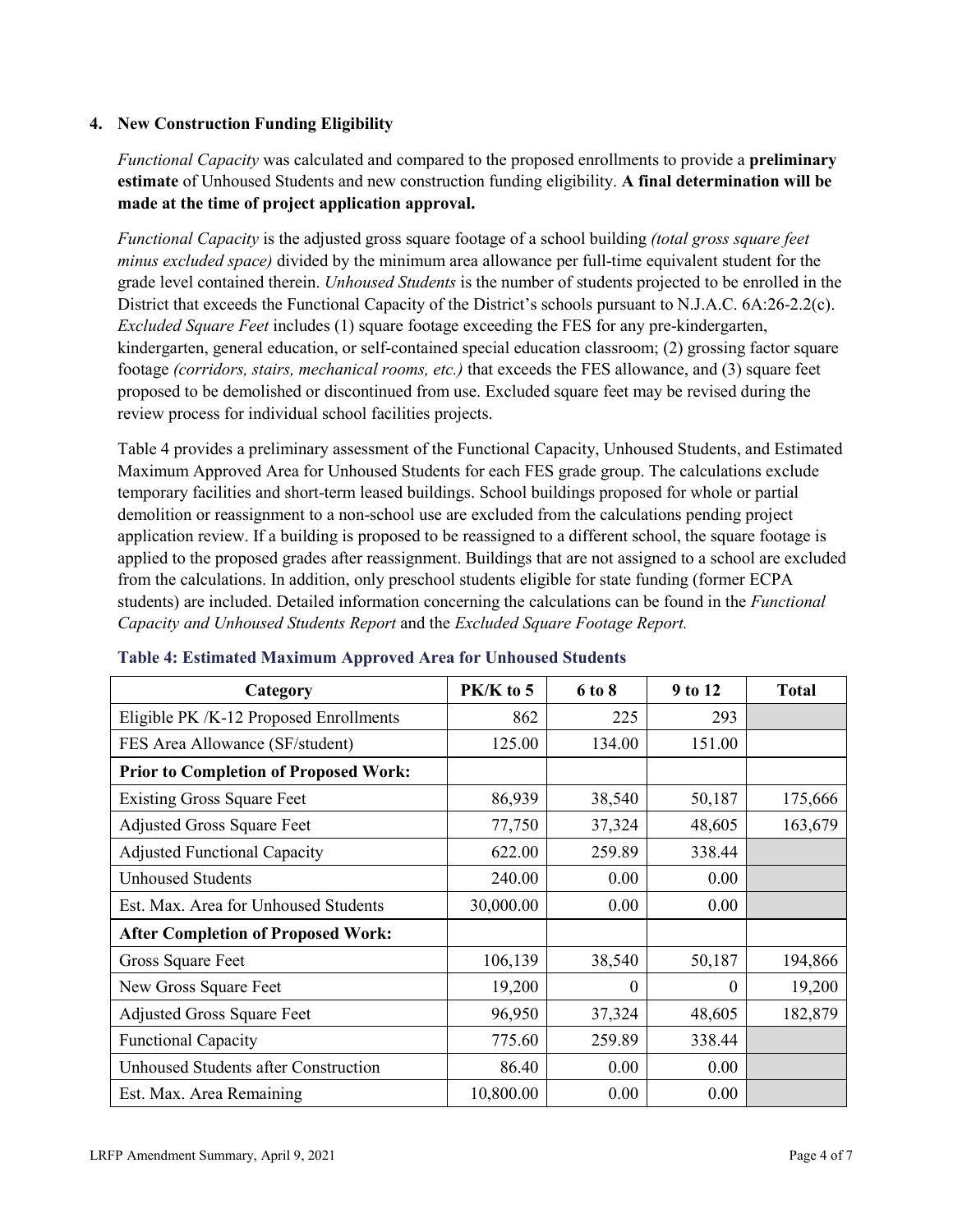### 4. New Construction Funding Eligibility

*Functional Capacity* was calculated and compared to the proposed enrollments to provide a **preliminary estimate** of Unhoused Students and new construction funding eligibility. **A final determination will be made at the time of project application approval.**

*Functional Capacity* is the adjusted gross square footage of a school building *(total gross square feet minus excluded space)* divided by the minimum area allowance per full-time equivalent student for the grade level contained therein. *Unhoused Students* is the number of students projected to be enrolled in the District that exceeds the Functional Capacity of the District's schools pursuant to N.J.A.C. 6A:26-2.2(c). *Excluded Square Feet* includes (1) square footage exceeding the FES for any pre-kindergarten, kindergarten, general education, or self-contained special education classroom; (2) grossing factor square footage *(corridors, stairs, mechanical rooms, etc.)* that exceeds the FES allowance, and (3) square feet proposed to be demolished or discontinued from use. Excluded square feet may be revised during the review process for individual school facilities projects.

Table 4 provides a preliminary assessment of the Functional Capacity, Unhoused Students, and Estimated Maximum Approved Area for Unhoused Students for each FES grade group. The calculations exclude temporary facilities and short-term leased buildings. School buildings proposed for whole or partial demolition or reassignment to a non-school use are excluded from the calculations pending project application review. If a building is proposed to be reassigned to a different school, the square footage is applied to the proposed grades after reassignment. Buildings that are not assigned to a school are excluded from the calculations. In addition, only preschool students eligible for state funding (former ECPA students) are included. Detailed information concerning the calculations can be found in the *Functional Capacity and Unhoused Students Report* and the *Excluded Square Footage Report.*

**Table 4: Estimated Maximum Approved Area for Unhoused Students**

| Category | PK/K to 5 | 6 to 8 | 9 to 12 | Total |
|---|---|---|---|---|
| Eligible PK /K-12 Proposed Enrollments | 862 | 225 | 293 | |
| FES Area Allowance (SF/student) | 125.00 | 134.00 | 151.00 | |
| **Prior to Completion of Proposed Work:** | | | | |
| Existing Gross Square Feet | 86,939 | 38,540 | 50,187 | 175,666 |
| Adjusted Gross Square Feet | 77,750 | 37,324 | 48,605 | 163,679 |
| Adjusted Functional Capacity | 622.00 | 259.89 | 338.44 | |
| Unhoused Students | 240.00 | 0.00 | 0.00 | |
| Est. Max. Area for Unhoused Students | 30,000.00 | 0.00 | 0.00 | |
| **After Completion of Proposed Work:** | | | | |
| Gross Square Feet | 106,139 | 38,540 | 50,187 | 194,866 |
| New Gross Square Feet | 19,200 | 0 | 0 | 19,200 |
| Adjusted Gross Square Feet | 96,950 | 37,324 | 48,605 | 182,879 |
| Functional Capacity | 775.60 | 259.89 | 338.44 | |
| Unhoused Students after Construction | 86.40 | 0.00 | 0.00 | |
| Est. Max. Area Remaining | 10,800.00 | 0.00 | 0.00 | |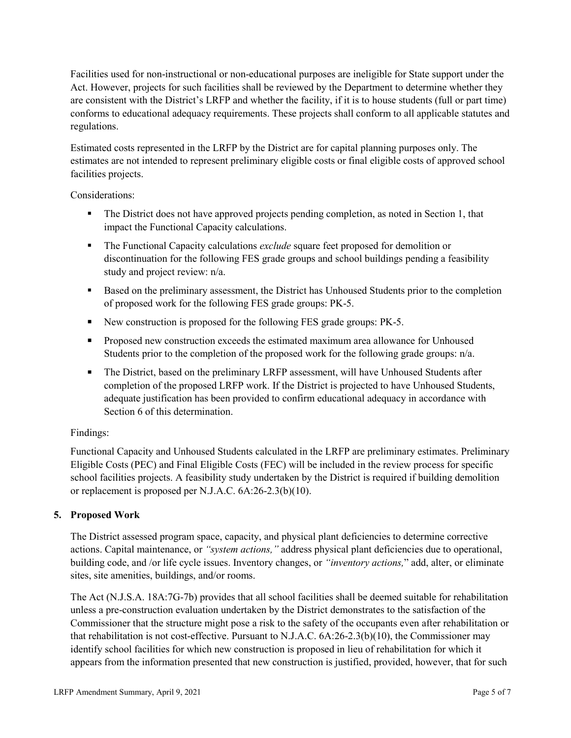Facilities used for non-instructional or non-educational purposes are ineligible for State support under the Act. However, projects for such facilities shall be reviewed by the Department to determine whether they are consistent with the District's LRFP and whether the facility, if it is to house students (full or part time) conforms to educational adequacy requirements. These projects shall conform to all applicable statutes and regulations.

Estimated costs represented in the LRFP by the District are for capital planning purposes only. The estimates are not intended to represent preliminary eligible costs or final eligible costs of approved school facilities projects.

Considerations:

- The District does not have approved projects pending completion, as noted in Section 1, that impact the Functional Capacity calculations.
- The Functional Capacity calculations *exclude* square feet proposed for demolition or discontinuation for the following FES grade groups and school buildings pending a feasibility study and project review: n/a.
- Based on the preliminary assessment, the District has Unhoused Students prior to the completion of proposed work for the following FES grade groups: PK-5.
- New construction is proposed for the following FES grade groups: PK-5.
- Proposed new construction exceeds the estimated maximum area allowance for Unhoused Students prior to the completion of the proposed work for the following grade groups: n/a.
- The District, based on the preliminary LRFP assessment, will have Unhoused Students after completion of the proposed LRFP work. If the District is projected to have Unhoused Students, adequate justification has been provided to confirm educational adequacy in accordance with Section 6 of this determination.

Findings:

Functional Capacity and Unhoused Students calculated in the LRFP are preliminary estimates. Preliminary Eligible Costs (PEC) and Final Eligible Costs (FEC) will be included in the review process for specific school facilities projects. A feasibility study undertaken by the District is required if building demolition or replacement is proposed per N.J.A.C. 6A:26-2.3(b)(10).

## 5. Proposed Work

The District assessed program space, capacity, and physical plant deficiencies to determine corrective actions. Capital maintenance, or *"system actions,"* address physical plant deficiencies due to operational, building code, and /or life cycle issues. Inventory changes, or *"inventory actions,"* add, alter, or eliminate sites, site amenities, buildings, and/or rooms.

The Act (N.J.S.A. 18A:7G-7b) provides that all school facilities shall be deemed suitable for rehabilitation unless a pre-construction evaluation undertaken by the District demonstrates to the satisfaction of the Commissioner that the structure might pose a risk to the safety of the occupants even after rehabilitation or that rehabilitation is not cost-effective. Pursuant to N.J.A.C. 6A:26-2.3(b)(10), the Commissioner may identify school facilities for which new construction is proposed in lieu of rehabilitation for which it appears from the information presented that new construction is justified, provided, however, that for such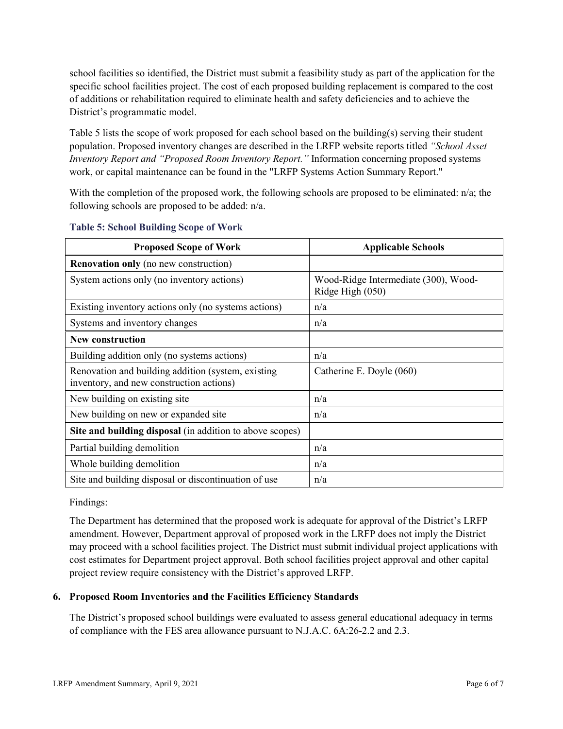school facilities so identified, the District must submit a feasibility study as part of the application for the specific school facilities project. The cost of each proposed building replacement is compared to the cost of additions or rehabilitation required to eliminate health and safety deficiencies and to achieve the District's programmatic model.

Table 5 lists the scope of work proposed for each school based on the building(s) serving their student population. Proposed inventory changes are described in the LRFP website reports titled *"School Asset Inventory Report and "Proposed Room Inventory Report."* Information concerning proposed systems work, or capital maintenance can be found in the "LRFP Systems Action Summary Report."

With the completion of the proposed work, the following schools are proposed to be eliminated: n/a; the following schools are proposed to be added: n/a.

**Table 5: School Building Scope of Work**

| Proposed Scope of Work | Applicable Schools |
|---|---|
| **Renovation only** (no new construction) | |
| System actions only (no inventory actions) | Wood-Ridge Intermediate (300), Wood-Ridge High (050) |
| Existing inventory actions only (no systems actions) | n/a |
| Systems and inventory changes | n/a |
| **New construction** | |
| Building addition only (no systems actions) | n/a |
| Renovation and building addition (system, existing inventory, and new construction actions) | Catherine E. Doyle (060) |
| New building on existing site | n/a |
| New building on new or expanded site | n/a |
| **Site and building disposal** (in addition to above scopes) | |
| Partial building demolition | n/a |
| Whole building demolition | n/a |
| Site and building disposal or discontinuation of use | n/a |

Findings:

The Department has determined that the proposed work is adequate for approval of the District's LRFP amendment. However, Department approval of proposed work in the LRFP does not imply the District may proceed with a school facilities project. The District must submit individual project applications with cost estimates for Department project approval. Both school facilities project approval and other capital project review require consistency with the District's approved LRFP.

## 6. Proposed Room Inventories and the Facilities Efficiency Standards

The District's proposed school buildings were evaluated to assess general educational adequacy in terms of compliance with the FES area allowance pursuant to N.J.A.C. 6A:26-2.2 and 2.3.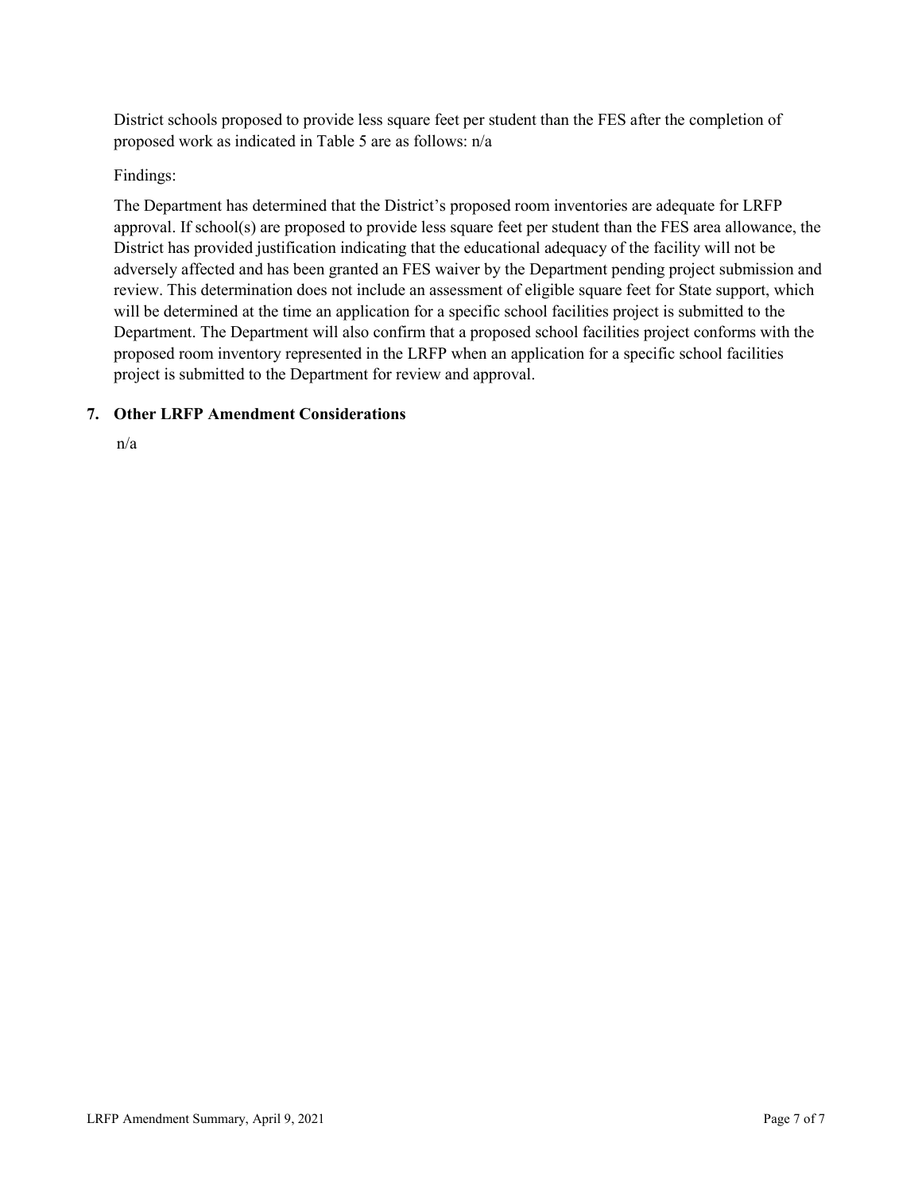District schools proposed to provide less square feet per student than the FES after the completion of proposed work as indicated in Table 5 are as follows: n/a

Findings:

The Department has determined that the District's proposed room inventories are adequate for LRFP approval. If school(s) are proposed to provide less square feet per student than the FES area allowance, the District has provided justification indicating that the educational adequacy of the facility will not be adversely affected and has been granted an FES waiver by the Department pending project submission and review. This determination does not include an assessment of eligible square feet for State support, which will be determined at the time an application for a specific school facilities project is submitted to the Department. The Department will also confirm that a proposed school facilities project conforms with the proposed room inventory represented in the LRFP when an application for a specific school facilities project is submitted to the Department for review and approval.

## 7. Other LRFP Amendment Considerations

n/a